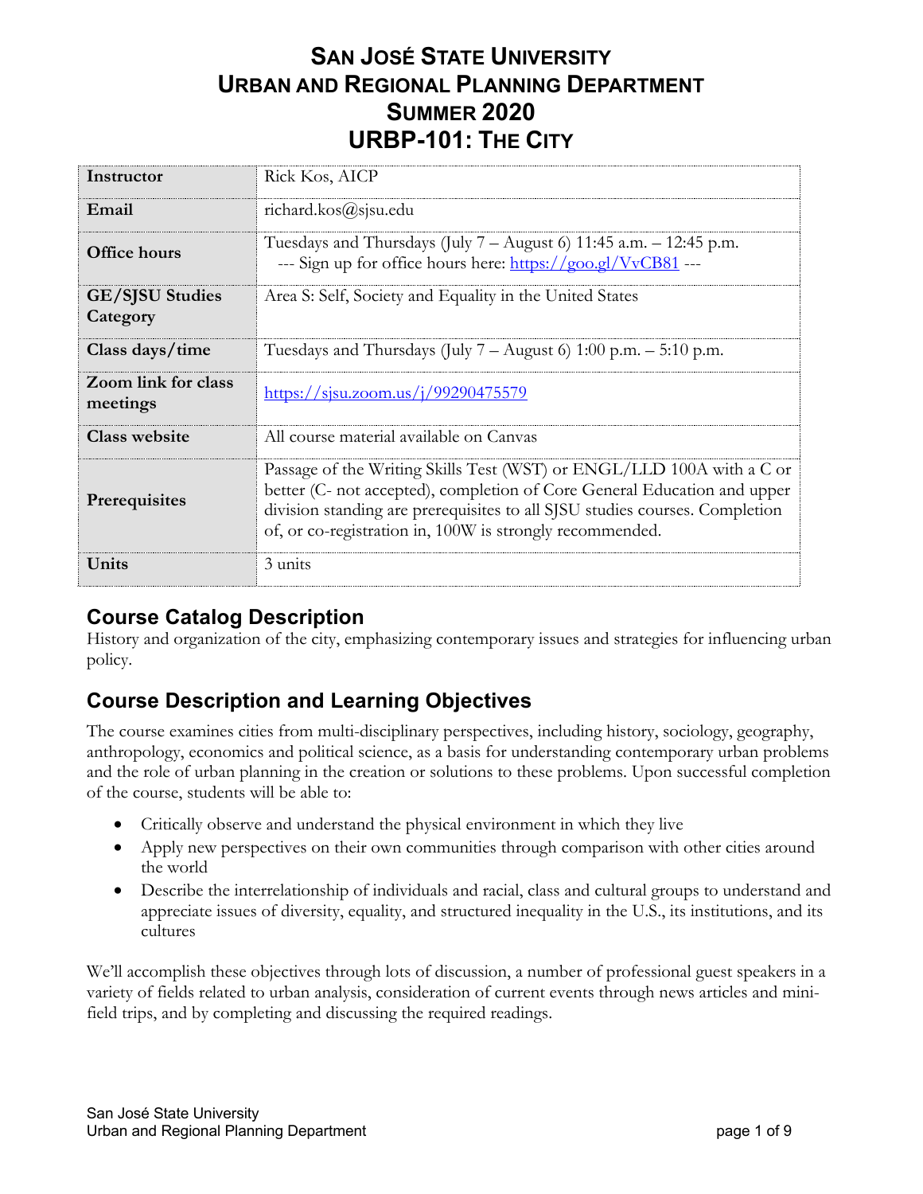# SAN JOSÉ STATE UNIVERSITY
# URBAN AND REGIONAL PLANNING DEPARTMENT
# SUMMER 2020
# URBP-101: THE CITY

| | |
|---|---|
| **Instructor** | Rick Kos, AICP |
| **Email** | richard.kos@sjsu.edu |
| **Office hours** | Tuesdays and Thursdays (July 7 – August 6) 11:45 a.m. – 12:45 p.m. --- Sign up for office hours here: [https://goo.gl/VvCB81](https://goo.gl/VvCB81) --- |
| **GE/SJSU Studies Category** | Area S: Self, Society and Equality in the United States |
| **Class days/time** | Tuesdays and Thursdays (July 7 – August 6) 1:00 p.m. – 5:10 p.m. |
| **Zoom link for class meetings** | [https://sjsu.zoom.us/j/99290475579](https://sjsu.zoom.us/j/99290475579) |
| **Class website** | All course material available on Canvas |
| **Prerequisites** | Passage of the Writing Skills Test (WST) or ENGL/LLD 100A with a C or better (C- not accepted), completion of Core General Education and upper division standing are prerequisites to all SJSU studies courses. Completion of, or co-registration in, 100W is strongly recommended. |
| **Units** | 3 units |

## Course Catalog Description

History and organization of the city, emphasizing contemporary issues and strategies for influencing urban policy.

## Course Description and Learning Objectives

The course examines cities from multi-disciplinary perspectives, including history, sociology, geography, anthropology, economics and political science, as a basis for understanding contemporary urban problems and the role of urban planning in the creation or solutions to these problems. Upon successful completion of the course, students will be able to:

- Critically observe and understand the physical environment in which they live
- Apply new perspectives on their own communities through comparison with other cities around the world
- Describe the interrelationship of individuals and racial, class and cultural groups to understand and appreciate issues of diversity, equality, and structured inequality in the U.S., its institutions, and its cultures

We'll accomplish these objectives through lots of discussion, a number of professional guest speakers in a variety of fields related to urban analysis, consideration of current events through news articles and mini-field trips, and by completing and discussing the required readings.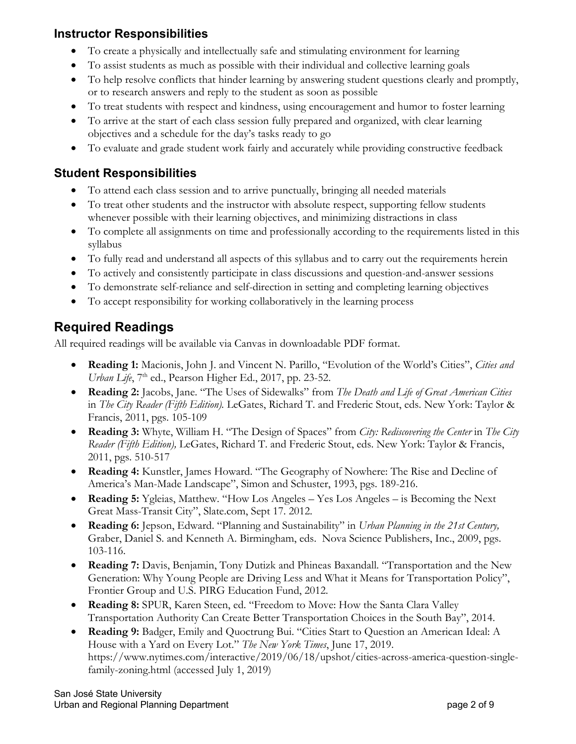### Instructor Responsibilities

- To create a physically and intellectually safe and stimulating environment for learning
- To assist students as much as possible with their individual and collective learning goals
- To help resolve conflicts that hinder learning by answering student questions clearly and promptly, or to research answers and reply to the student as soon as possible
- To treat students with respect and kindness, using encouragement and humor to foster learning
- To arrive at the start of each class session fully prepared and organized, with clear learning objectives and a schedule for the day's tasks ready to go
- To evaluate and grade student work fairly and accurately while providing constructive feedback

### Student Responsibilities

- To attend each class session and to arrive punctually, bringing all needed materials
- To treat other students and the instructor with absolute respect, supporting fellow students whenever possible with their learning objectives, and minimizing distractions in class
- To complete all assignments on time and professionally according to the requirements listed in this syllabus
- To fully read and understand all aspects of this syllabus and to carry out the requirements herein
- To actively and consistently participate in class discussions and question-and-answer sessions
- To demonstrate self-reliance and self-direction in setting and completing learning objectives
- To accept responsibility for working collaboratively in the learning process

## Required Readings

All required readings will be available via Canvas in downloadable PDF format.

- **Reading 1:** Macionis, John J. and Vincent N. Parillo, "Evolution of the World's Cities", *Cities and Urban Life*, 7th ed., Pearson Higher Ed., 2017, pp. 23-52.
- **Reading 2:** Jacobs, Jane. "The Uses of Sidewalks" from *The Death and Life of Great American Cities* in *The City Reader (Fifth Edition).* LeGates, Richard T. and Frederic Stout, eds. New York: Taylor & Francis, 2011, pgs. 105-109
- **Reading 3:** Whyte, William H. "The Design of Spaces" from *City: Rediscovering the Center* in *The City Reader (Fifth Edition),* LeGates, Richard T. and Frederic Stout, eds. New York: Taylor & Francis, 2011, pgs. 510-517
- **Reading 4:** Kunstler, James Howard. "The Geography of Nowhere: The Rise and Decline of America's Man-Made Landscape", Simon and Schuster, 1993, pgs. 189-216.
- **Reading 5:** Ygleias, Matthew. "How Los Angeles – Yes Los Angeles – is Becoming the Next Great Mass-Transit City", Slate.com, Sept 17. 2012.
- **Reading 6:** Jepson, Edward. "Planning and Sustainability" in *Urban Planning in the 21st Century,* Graber, Daniel S. and Kenneth A. Birmingham, eds. Nova Science Publishers, Inc., 2009, pgs. 103-116.
- **Reading 7:** Davis, Benjamin, Tony Dutizk and Phineas Baxandall. "Transportation and the New Generation: Why Young People are Driving Less and What it Means for Transportation Policy", Frontier Group and U.S. PIRG Education Fund, 2012.
- **Reading 8:** SPUR, Karen Steen, ed. "Freedom to Move: How the Santa Clara Valley Transportation Authority Can Create Better Transportation Choices in the South Bay", 2014.
- **Reading 9:** Badger, Emily and Quoctrung Bui. "Cities Start to Question an American Ideal: A House with a Yard on Every Lot." *The New York Times*, June 17, 2019. https://www.nytimes.com/interactive/2019/06/18/upshot/cities-across-america-question-single-family-zoning.html (accessed July 1, 2019)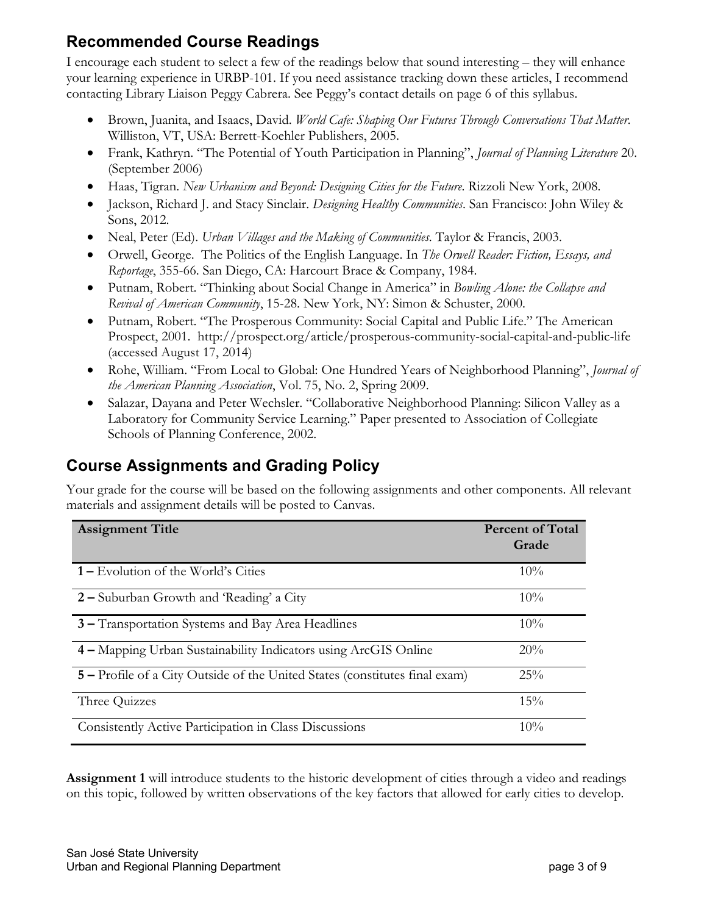## Recommended Course Readings

I encourage each student to select a few of the readings below that sound interesting – they will enhance your learning experience in URBP-101. If you need assistance tracking down these articles, I recommend contacting Library Liaison Peggy Cabrera. See Peggy's contact details on page 6 of this syllabus.

- Brown, Juanita, and Isaacs, David. *World Cafe: Shaping Our Futures Through Conversations That Matter*. Williston, VT, USA: Berrett-Koehler Publishers, 2005.
- Frank, Kathryn. "The Potential of Youth Participation in Planning", *Journal of Planning Literature* 20. (September 2006)
- Haas, Tigran. *New Urbanism and Beyond: Designing Cities for the Future*. Rizzoli New York, 2008.
- Jackson, Richard J. and Stacy Sinclair. *Designing Healthy Communities*. San Francisco: John Wiley & Sons, 2012.
- Neal, Peter (Ed). *Urban Villages and the Making of Communities*. Taylor & Francis, 2003.
- Orwell, George. The Politics of the English Language. In *The Orwell Reader: Fiction, Essays, and Reportage*, 355-66. San Diego, CA: Harcourt Brace & Company, 1984.
- Putnam, Robert. "Thinking about Social Change in America" in *Bowling Alone: the Collapse and Revival of American Community*, 15-28. New York, NY: Simon & Schuster, 2000.
- Putnam, Robert. "The Prosperous Community: Social Capital and Public Life." The American Prospect, 2001. http://prospect.org/article/prosperous-community-social-capital-and-public-life (accessed August 17, 2014)
- Rohe, William. "From Local to Global: One Hundred Years of Neighborhood Planning", *Journal of the American Planning Association*, Vol. 75, No. 2, Spring 2009.
- Salazar, Dayana and Peter Wechsler. "Collaborative Neighborhood Planning: Silicon Valley as a Laboratory for Community Service Learning." Paper presented to Association of Collegiate Schools of Planning Conference, 2002.

## Course Assignments and Grading Policy

Your grade for the course will be based on the following assignments and other components. All relevant materials and assignment details will be posted to Canvas.

| Assignment Title | Percent of Total Grade |
|---|---|
| **1 –** Evolution of the World's Cities | 10% |
| **2 –** Suburban Growth and 'Reading' a City | 10% |
| **3 –** Transportation Systems and Bay Area Headlines | 10% |
| **4 –** Mapping Urban Sustainability Indicators using ArcGIS Online | 20% |
| **5 –** Profile of a City Outside of the United States (constitutes final exam) | 25% |
| Three Quizzes | 15% |
| Consistently Active Participation in Class Discussions | 10% |

**Assignment 1** will introduce students to the historic development of cities through a video and readings on this topic, followed by written observations of the key factors that allowed for early cities to develop.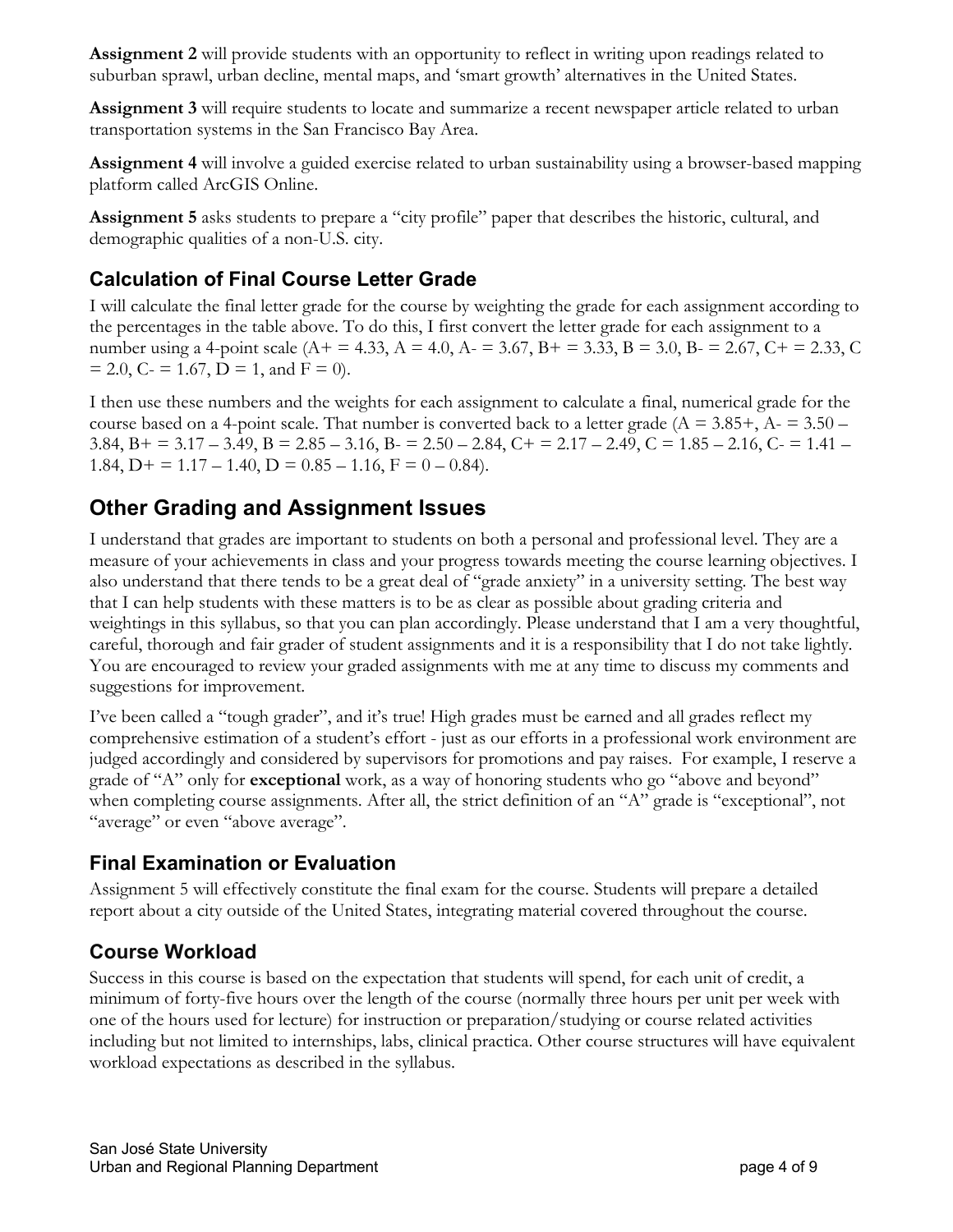**Assignment 2** will provide students with an opportunity to reflect in writing upon readings related to suburban sprawl, urban decline, mental maps, and 'smart growth' alternatives in the United States.

**Assignment 3** will require students to locate and summarize a recent newspaper article related to urban transportation systems in the San Francisco Bay Area.

**Assignment 4** will involve a guided exercise related to urban sustainability using a browser-based mapping platform called ArcGIS Online.

**Assignment 5** asks students to prepare a "city profile" paper that describes the historic, cultural, and demographic qualities of a non-U.S. city.

### Calculation of Final Course Letter Grade

I will calculate the final letter grade for the course by weighting the grade for each assignment according to the percentages in the table above. To do this, I first convert the letter grade for each assignment to a number using a 4-point scale (A+ = 4.33, A = 4.0, A- = 3.67, B+ = 3.33, B = 3.0, B- = 2.67, C+ = 2.33, C = 2.0, C- = 1.67, D = 1, and F = 0).

I then use these numbers and the weights for each assignment to calculate a final, numerical grade for the course based on a 4-point scale. That number is converted back to a letter grade (A = 3.85+, A- = 3.50 – 3.84, B+ = 3.17 – 3.49, B = 2.85 – 3.16, B- = 2.50 – 2.84, C+ = 2.17 – 2.49, C = 1.85 – 2.16, C- = 1.41 – 1.84, D+ = 1.17 – 1.40, D = 0.85 – 1.16, F = 0 – 0.84).

## Other Grading and Assignment Issues

I understand that grades are important to students on both a personal and professional level. They are a measure of your achievements in class and your progress towards meeting the course learning objectives. I also understand that there tends to be a great deal of "grade anxiety" in a university setting. The best way that I can help students with these matters is to be as clear as possible about grading criteria and weightings in this syllabus, so that you can plan accordingly. Please understand that I am a very thoughtful, careful, thorough and fair grader of student assignments and it is a responsibility that I do not take lightly. You are encouraged to review your graded assignments with me at any time to discuss my comments and suggestions for improvement.

I've been called a "tough grader", and it's true! High grades must be earned and all grades reflect my comprehensive estimation of a student's effort - just as our efforts in a professional work environment are judged accordingly and considered by supervisors for promotions and pay raises. For example, I reserve a grade of "A" only for **exceptional** work, as a way of honoring students who go "above and beyond" when completing course assignments. After all, the strict definition of an "A" grade is "exceptional", not "average" or even "above average".

### Final Examination or Evaluation

Assignment 5 will effectively constitute the final exam for the course. Students will prepare a detailed report about a city outside of the United States, integrating material covered throughout the course.

### Course Workload

Success in this course is based on the expectation that students will spend, for each unit of credit, a minimum of forty-five hours over the length of the course (normally three hours per unit per week with one of the hours used for lecture) for instruction or preparation/studying or course related activities including but not limited to internships, labs, clinical practica. Other course structures will have equivalent workload expectations as described in the syllabus.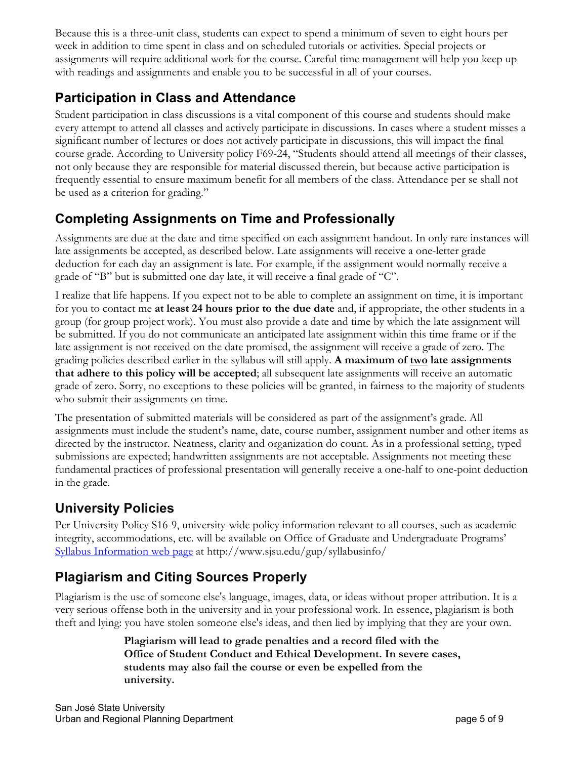Because this is a three-unit class, students can expect to spend a minimum of seven to eight hours per week in addition to time spent in class and on scheduled tutorials or activities. Special projects or assignments will require additional work for the course. Careful time management will help you keep up with readings and assignments and enable you to be successful in all of your courses.

## Participation in Class and Attendance

Student participation in class discussions is a vital component of this course and students should make every attempt to attend all classes and actively participate in discussions. In cases where a student misses a significant number of lectures or does not actively participate in discussions, this will impact the final course grade. According to University policy F69-24, "Students should attend all meetings of their classes, not only because they are responsible for material discussed therein, but because active participation is frequently essential to ensure maximum benefit for all members of the class. Attendance per se shall not be used as a criterion for grading."

## Completing Assignments on Time and Professionally

Assignments are due at the date and time specified on each assignment handout. In only rare instances will late assignments be accepted, as described below. Late assignments will receive a one-letter grade deduction for each day an assignment is late. For example, if the assignment would normally receive a grade of "B" but is submitted one day late, it will receive a final grade of "C".

I realize that life happens. If you expect not to be able to complete an assignment on time, it is important for you to contact me **at least 24 hours prior to the due date** and, if appropriate, the other students in a group (for group project work). You must also provide a date and time by which the late assignment will be submitted. If you do not communicate an anticipated late assignment within this time frame or if the late assignment is not received on the date promised, the assignment will receive a grade of zero. The grading policies described earlier in the syllabus will still apply. **A maximum of <u>two</u> late assignments that adhere to this policy will be accepted**; all subsequent late assignments will receive an automatic grade of zero. Sorry, no exceptions to these policies will be granted, in fairness to the majority of students who submit their assignments on time.

The presentation of submitted materials will be considered as part of the assignment's grade. All assignments must include the student's name, date, course number, assignment number and other items as directed by the instructor. Neatness, clarity and organization do count. As in a professional setting, typed submissions are expected; handwritten assignments are not acceptable. Assignments not meeting these fundamental practices of professional presentation will generally receive a one-half to one-point deduction in the grade.

## University Policies

Per University Policy S16-9, university-wide policy information relevant to all courses, such as academic integrity, accommodations, etc. will be available on Office of Graduate and Undergraduate Programs' [Syllabus Information web page](http://www.sjsu.edu/gup/syllabusinfo/) at http://www.sjsu.edu/gup/syllabusinfo/

## Plagiarism and Citing Sources Properly

Plagiarism is the use of someone else's language, images, data, or ideas without proper attribution. It is a very serious offense both in the university and in your professional work. In essence, plagiarism is both theft and lying: you have stolen someone else's ideas, and then lied by implying that they are your own.

> **Plagiarism will lead to grade penalties and a record filed with the Office of Student Conduct and Ethical Development. In severe cases, students may also fail the course or even be expelled from the university.**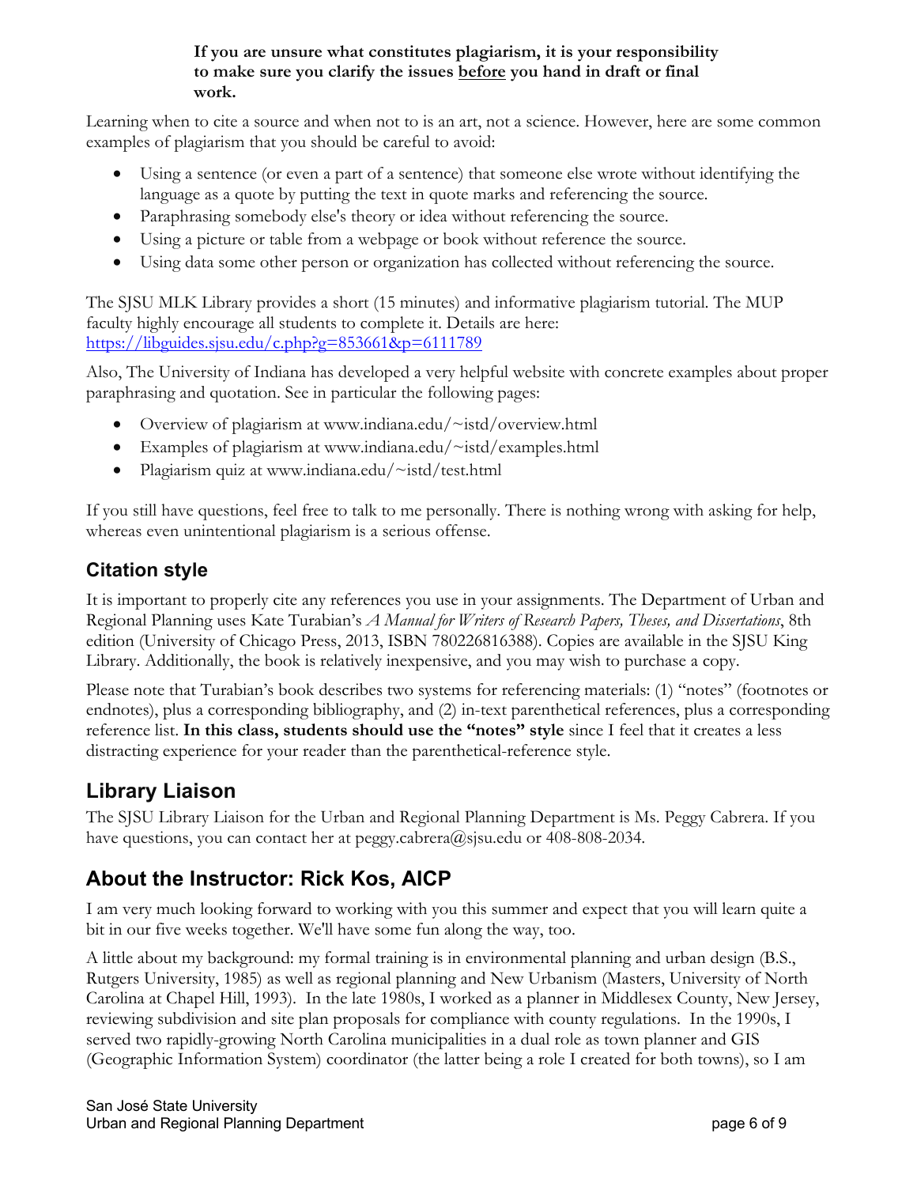**If you are unsure what constitutes plagiarism, it is your responsibility to make sure you clarify the issues before you hand in draft or final work.**

Learning when to cite a source and when not to is an art, not a science. However, here are some common examples of plagiarism that you should be careful to avoid:

- Using a sentence (or even a part of a sentence) that someone else wrote without identifying the language as a quote by putting the text in quote marks and referencing the source.
- Paraphrasing somebody else's theory or idea without referencing the source.
- Using a picture or table from a webpage or book without reference the source.
- Using data some other person or organization has collected without referencing the source.

The SJSU MLK Library provides a short (15 minutes) and informative plagiarism tutorial. The MUP faculty highly encourage all students to complete it. Details are here: [https://libguides.sjsu.edu/c.php?g=853661&p=6111789](https://libguides.sjsu.edu/c.php?g=853661&p=6111789)

Also, The University of Indiana has developed a very helpful website with concrete examples about proper paraphrasing and quotation. See in particular the following pages:

- Overview of plagiarism at www.indiana.edu/~istd/overview.html
- Examples of plagiarism at www.indiana.edu/~istd/examples.html
- Plagiarism quiz at www.indiana.edu/~istd/test.html

If you still have questions, feel free to talk to me personally. There is nothing wrong with asking for help, whereas even unintentional plagiarism is a serious offense.

## Citation style

It is important to properly cite any references you use in your assignments. The Department of Urban and Regional Planning uses Kate Turabian's *A Manual for Writers of Research Papers, Theses, and Dissertations*, 8th edition (University of Chicago Press, 2013, ISBN 780226816388). Copies are available in the SJSU King Library. Additionally, the book is relatively inexpensive, and you may wish to purchase a copy.

Please note that Turabian's book describes two systems for referencing materials: (1) "notes" (footnotes or endnotes), plus a corresponding bibliography, and (2) in-text parenthetical references, plus a corresponding reference list. **In this class, students should use the "notes" style** since I feel that it creates a less distracting experience for your reader than the parenthetical-reference style.

## Library Liaison

The SJSU Library Liaison for the Urban and Regional Planning Department is Ms. Peggy Cabrera. If you have questions, you can contact her at peggy.cabrera@sjsu.edu or 408-808-2034.

## About the Instructor: Rick Kos, AICP

I am very much looking forward to working with you this summer and expect that you will learn quite a bit in our five weeks together. We'll have some fun along the way, too.

A little about my background: my formal training is in environmental planning and urban design (B.S., Rutgers University, 1985) as well as regional planning and New Urbanism (Masters, University of North Carolina at Chapel Hill, 1993). In the late 1980s, I worked as a planner in Middlesex County, New Jersey, reviewing subdivision and site plan proposals for compliance with county regulations. In the 1990s, I served two rapidly-growing North Carolina municipalities in a dual role as town planner and GIS (Geographic Information System) coordinator (the latter being a role I created for both towns), so I am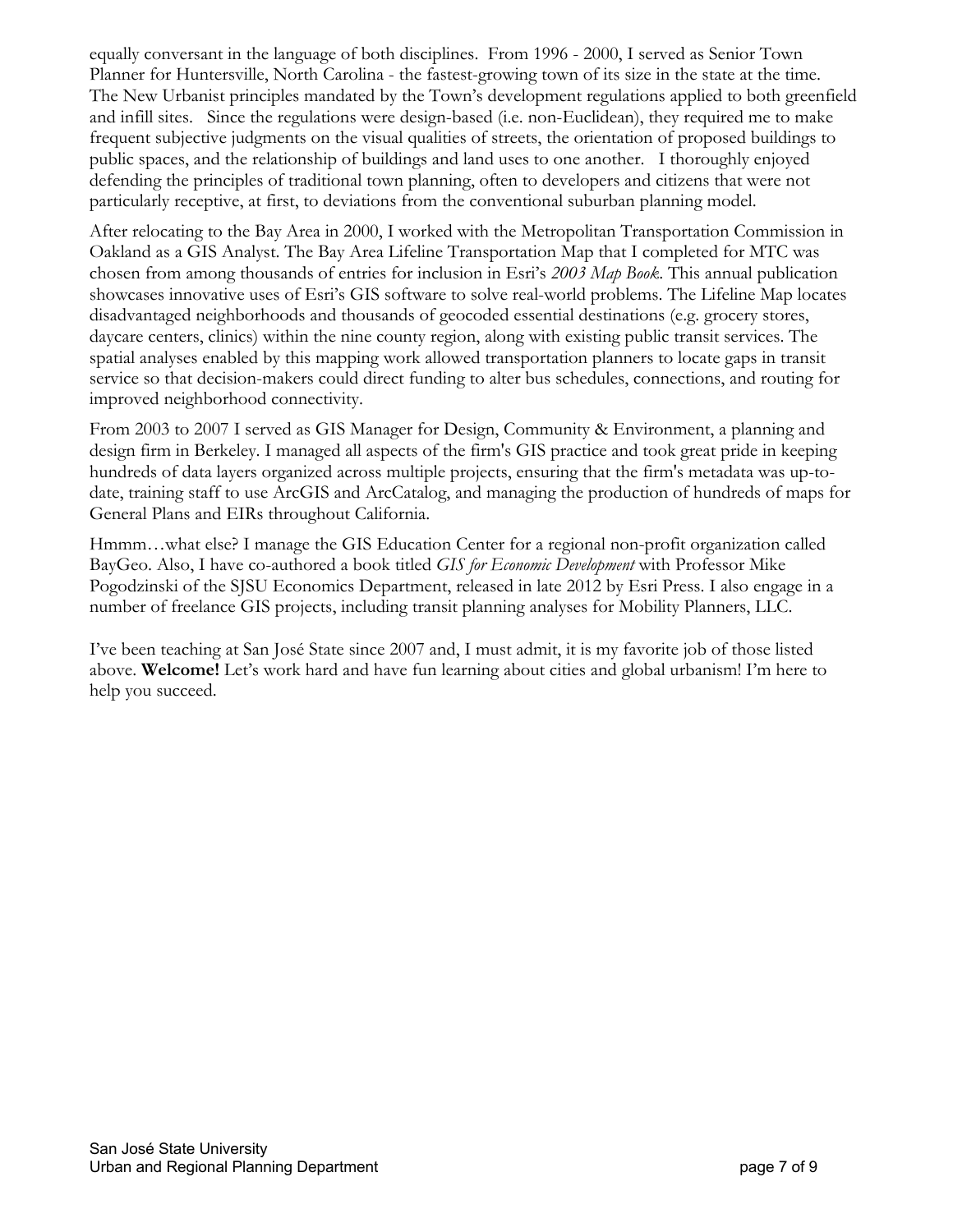equally conversant in the language of both disciplines. From 1996 - 2000, I served as Senior Town Planner for Huntersville, North Carolina - the fastest-growing town of its size in the state at the time. The New Urbanist principles mandated by the Town's development regulations applied to both greenfield and infill sites. Since the regulations were design-based (i.e. non-Euclidean), they required me to make frequent subjective judgments on the visual qualities of streets, the orientation of proposed buildings to public spaces, and the relationship of buildings and land uses to one another. I thoroughly enjoyed defending the principles of traditional town planning, often to developers and citizens that were not particularly receptive, at first, to deviations from the conventional suburban planning model.

After relocating to the Bay Area in 2000, I worked with the Metropolitan Transportation Commission in Oakland as a GIS Analyst. The Bay Area Lifeline Transportation Map that I completed for MTC was chosen from among thousands of entries for inclusion in Esri's *2003 Map Book*. This annual publication showcases innovative uses of Esri's GIS software to solve real-world problems. The Lifeline Map locates disadvantaged neighborhoods and thousands of geocoded essential destinations (e.g. grocery stores, daycare centers, clinics) within the nine county region, along with existing public transit services. The spatial analyses enabled by this mapping work allowed transportation planners to locate gaps in transit service so that decision-makers could direct funding to alter bus schedules, connections, and routing for improved neighborhood connectivity.

From 2003 to 2007 I served as GIS Manager for Design, Community & Environment, a planning and design firm in Berkeley. I managed all aspects of the firm's GIS practice and took great pride in keeping hundreds of data layers organized across multiple projects, ensuring that the firm's metadata was up-to-date, training staff to use ArcGIS and ArcCatalog, and managing the production of hundreds of maps for General Plans and EIRs throughout California.

Hmmm…what else? I manage the GIS Education Center for a regional non-profit organization called BayGeo. Also, I have co-authored a book titled *GIS for Economic Development* with Professor Mike Pogodzinski of the SJSU Economics Department, released in late 2012 by Esri Press. I also engage in a number of freelance GIS projects, including transit planning analyses for Mobility Planners, LLC.

I've been teaching at San José State since 2007 and, I must admit, it is my favorite job of those listed above. **Welcome!** Let's work hard and have fun learning about cities and global urbanism! I'm here to help you succeed.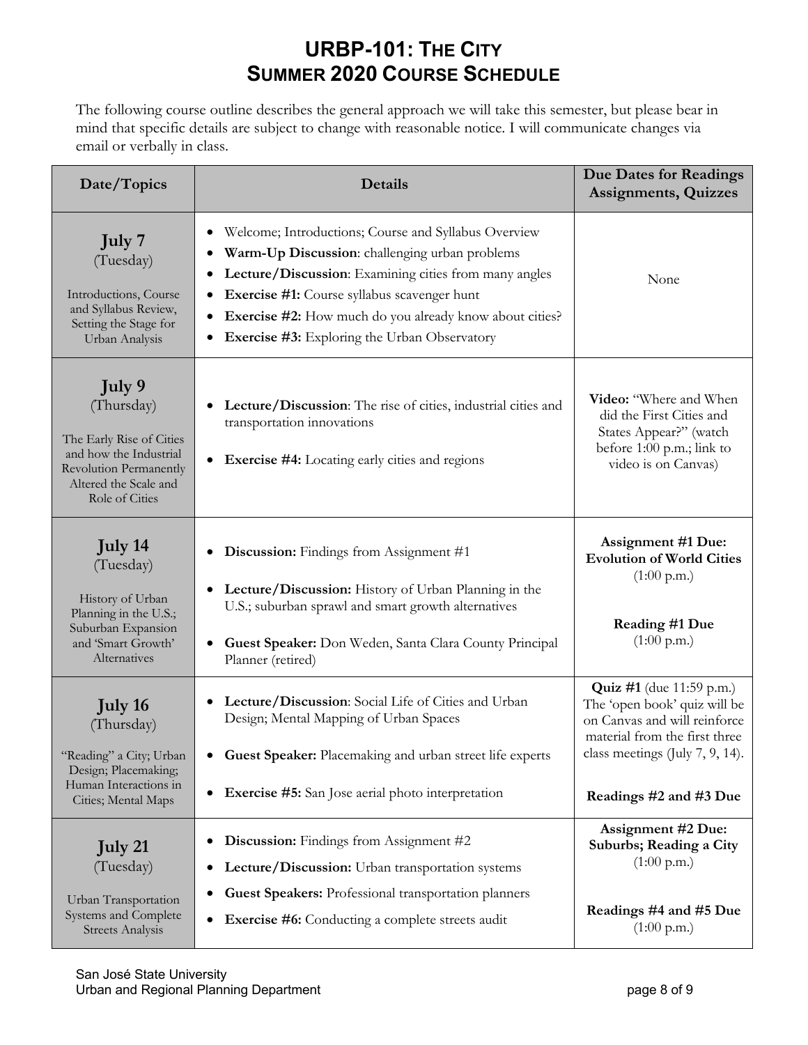# URBP-101: THE CITY
# SUMMER 2020 COURSE SCHEDULE

The following course outline describes the general approach we will take this semester, but please bear in mind that specific details are subject to change with reasonable notice. I will communicate changes via email or verbally in class.

| Date/Topics | Details | Due Dates for Readings Assignments, Quizzes |
|---|---|---|
| **July 7** (Tuesday)<br><br>Introductions, Course and Syllabus Review, Setting the Stage for Urban Analysis | • Welcome; Introductions; Course and Syllabus Overview<br>• **Warm-Up Discussion**: challenging urban problems<br>• **Lecture/Discussion**: Examining cities from many angles<br>• **Exercise #1:** Course syllabus scavenger hunt<br>• **Exercise #2:** How much do you already know about cities?<br>• **Exercise #3:** Exploring the Urban Observatory | None |
| **July 9** (Thursday)<br><br>The Early Rise of Cities and how the Industrial Revolution Permanently Altered the Scale and Role of Cities | • **Lecture/Discussion**: The rise of cities, industrial cities and transportation innovations<br>• **Exercise #4:** Locating early cities and regions | **Video:** "Where and When did the First Cities and States Appear?" (watch before 1:00 p.m.; link to video is on Canvas) |
| **July 14** (Tuesday)<br><br>History of Urban Planning in the U.S.; Suburban Expansion and 'Smart Growth' Alternatives | • **Discussion:** Findings from Assignment #1<br>• **Lecture/Discussion:** History of Urban Planning in the U.S.; suburban sprawl and smart growth alternatives<br>• **Guest Speaker:** Don Weden, Santa Clara County Principal Planner (retired) | **Assignment #1 Due: Evolution of World Cities** (1:00 p.m.)<br><br>**Reading #1 Due** (1:00 p.m.) |
| **July 16** (Thursday)<br><br>"Reading" a City; Urban Design; Placemaking; Human Interactions in Cities; Mental Maps | • **Lecture/Discussion**: Social Life of Cities and Urban Design; Mental Mapping of Urban Spaces<br>• **Guest Speaker:** Placemaking and urban street life experts<br>• **Exercise #5:** San Jose aerial photo interpretation | **Quiz #1** (due 11:59 p.m.) The 'open book' quiz will be on Canvas and will reinforce material from the first three class meetings (July 7, 9, 14).<br><br>**Readings #2 and #3 Due** |
| **July 21** (Tuesday)<br><br>Urban Transportation Systems and Complete Streets Analysis | • **Discussion:** Findings from Assignment #2<br>• **Lecture/Discussion:** Urban transportation systems<br>• **Guest Speakers:** Professional transportation planners<br>• **Exercise #6:** Conducting a complete streets audit | **Assignment #2 Due: Suburbs; Reading a City** (1:00 p.m.)<br><br>**Readings #4 and #5 Due** (1:00 p.m.) |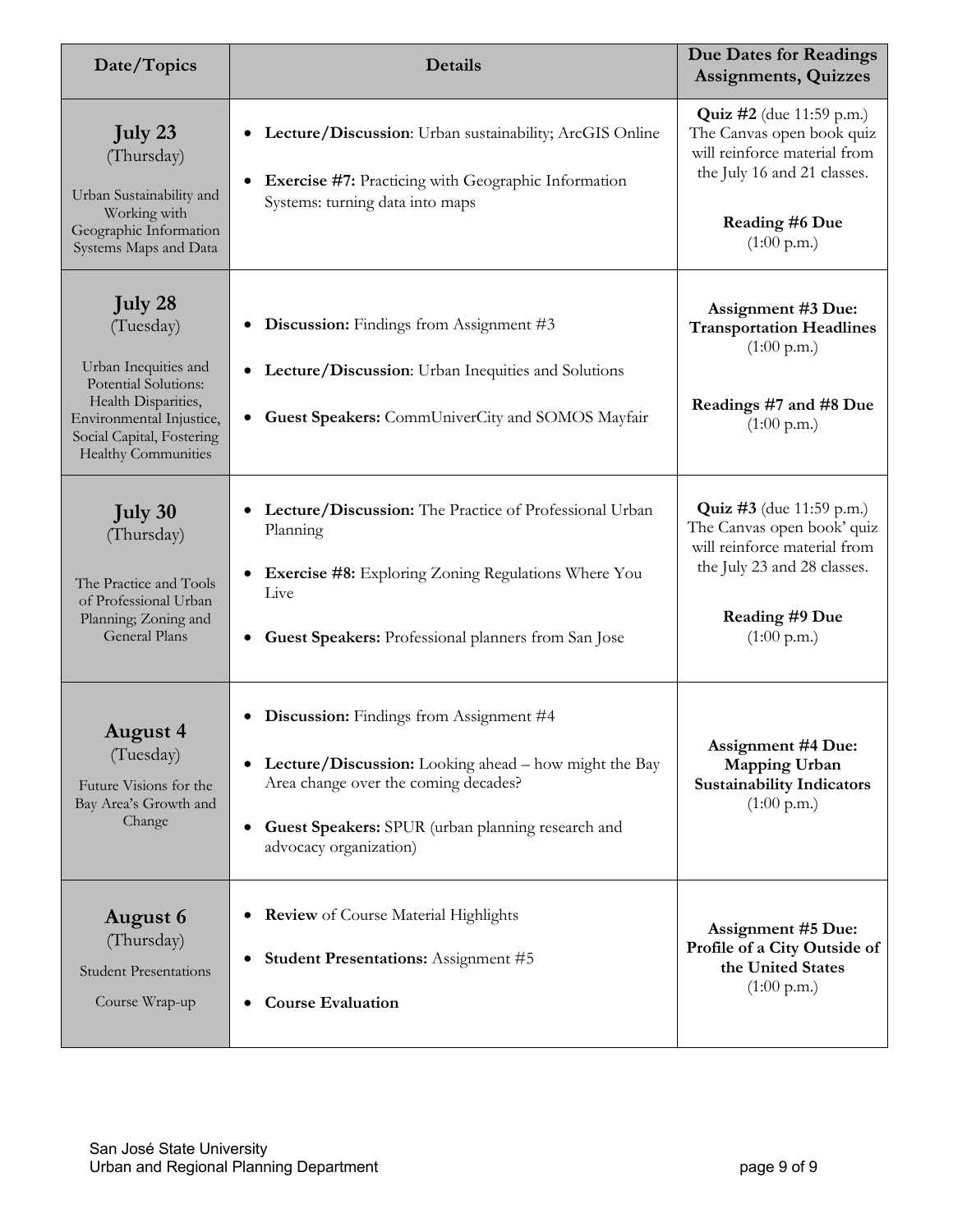| Date/Topics | Details | Due Dates for Readings Assignments, Quizzes |
|---|---|---|
| **July 23** (Thursday) Urban Sustainability and Working with Geographic Information Systems Maps and Data | • **Lecture/Discussion**: Urban sustainability; ArcGIS Online<br>• **Exercise #7:** Practicing with Geographic Information Systems: turning data into maps | **Quiz #2** (due 11:59 p.m.) The Canvas open book quiz will reinforce material from the July 16 and 21 classes.<br><br>**Reading #6 Due** (1:00 p.m.) |
| **July 28** (Tuesday) Urban Inequities and Potential Solutions: Health Disparities, Environmental Injustice, Social Capital, Fostering Healthy Communities | • **Discussion:** Findings from Assignment #3<br>• **Lecture/Discussion**: Urban Inequities and Solutions<br>• **Guest Speakers:** CommUniverCity and SOMOS Mayfair | **Assignment #3 Due: Transportation Headlines** (1:00 p.m.)<br><br>**Readings #7 and #8 Due** (1:00 p.m.) |
| **July 30** (Thursday) The Practice and Tools of Professional Urban Planning; Zoning and General Plans | • **Lecture/Discussion:** The Practice of Professional Urban Planning<br>• **Exercise #8:** Exploring Zoning Regulations Where You Live<br>• **Guest Speakers:** Professional planners from San Jose | **Quiz #3** (due 11:59 p.m.) The Canvas open book' quiz will reinforce material from the July 23 and 28 classes.<br><br>**Reading #9 Due** (1:00 p.m.) |
| **August 4** (Tuesday) Future Visions for the Bay Area's Growth and Change | • **Discussion:** Findings from Assignment #4<br>• **Lecture/Discussion:** Looking ahead – how might the Bay Area change over the coming decades?<br>• **Guest Speakers:** SPUR (urban planning research and advocacy organization) | **Assignment #4 Due: Mapping Urban Sustainability Indicators** (1:00 p.m.) |
| **August 6** (Thursday) Student Presentations Course Wrap-up | • **Review** of Course Material Highlights<br>• **Student Presentations:** Assignment #5<br>• **Course Evaluation** | **Assignment #5 Due: Profile of a City Outside of the United States** (1:00 p.m.) |